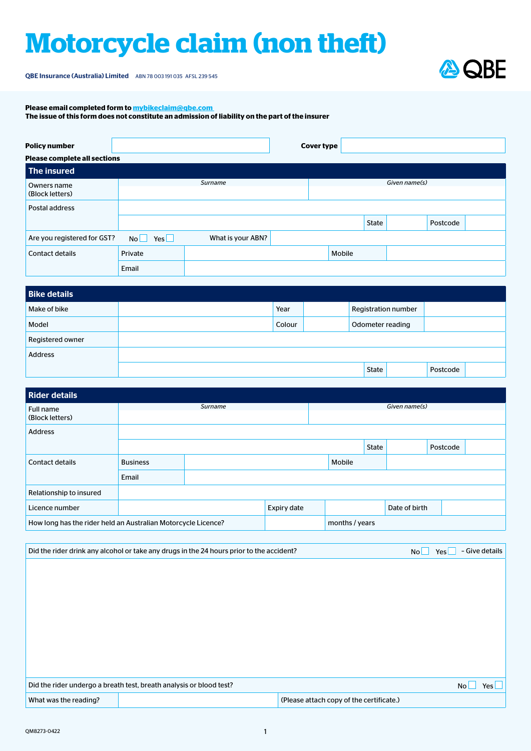# Motorcycle claim (non theft)

QBE Insurance (Australia) Limited ABN 78 003 191 035 AFSL 239 545

**Please email completed form to mybikeclaim@qbe.com**
**The issue of this form does not constitute an admission of liability on the part of the insurer**

| **Policy number** | | **Cover type** | |
|---|---|---|---|

**Please complete all sections**

## The insured

| | | | | | |
|---|---|---|---|---|---|
| Owners name (Block letters) | *Surname* | | *Given name(s)* | | |
| Postal address | | | | | |
| | | State | | Postcode | |
| Are you registered for GST? | No ☐ Yes ☐ | What is your ABN? | | | |
| Contact details | Private | | Mobile | | |
| | Email | | | | |

## Bike details

| | | | | | |
|---|---|---|---|---|---|
| Make of bike | | Year | | Registration number | |
| Model | | Colour | | Odometer reading | |
| Registered owner | | | | | |
| Address | | | | | |
| | | State | | Postcode | |

## Rider details

| | | | | | |
|---|---|---|---|---|---|
| Full name (Block letters) | *Surname* | | *Given name(s)* | | |
| Address | | | | | |
| | | State | | Postcode | |
| Contact details | Business | | Mobile | | |
| | Email | | | | |
| Relationship to insured | | | | | |
| Licence number | | Expiry date | | Date of birth | |
| How long has the rider held an Australian Motorcycle Licence? | | months / years | | | |

| | |
|---|---|
| Did the rider drink any alcohol or take any drugs in the 24 hours prior to the accident? | No ☐ Yes ☐ – Give details |
| | |
| Did the rider undergo a breath test, breath analysis or blood test? | No ☐ Yes ☐ |
| What was the reading? | (Please attach copy of the certificate.) |

QM8273-0422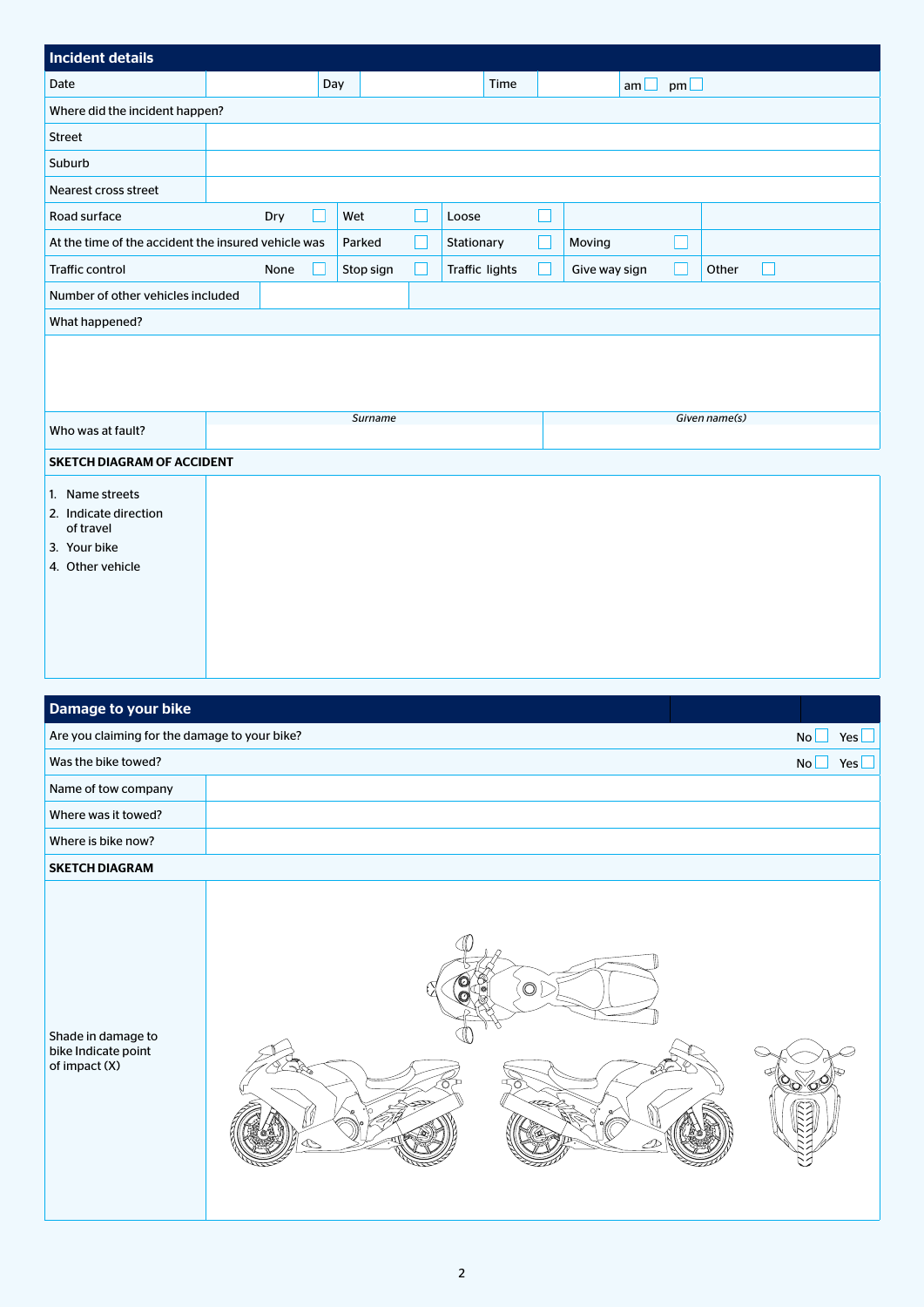## Incident details

| Date | | Day | | Time | | am ☐ pm ☐ |
|---|---|---|---|---|---|---|

| Where did the incident happen? | |
|---|---|
| Street | |
| Suburb | |
| Nearest cross street | |

| Road surface | Dry ☐ | Wet ☐ | Loose ☐ | | |
|---|---|---|---|---|---|
| At the time of the accident the insured vehicle was | | Parked ☐ | Stationary ☐ | Moving ☐ | |
| Traffic control | None ☐ | Stop sign ☐ | Traffic lights ☐ | Give way sign ☐ | Other ☐ |
| Number of other vehicles included | | | | | |

What happened?

| Who was at fault? | *Surname* | *Given name(s)* |
|---|---|---|
| | | |

**SKETCH DIAGRAM OF ACCIDENT**

1. Name streets
2. Indicate direction of travel
3. Your bike
4. Other vehicle

## Damage to your bike

| Are you claiming for the damage to your bike? | No ☐ Yes ☐ |
|---|---|
| Was the bike towed? | No ☐ Yes ☐ |
| Name of tow company | |
| Where was it towed? | |
| Where is bike now? | |

**SKETCH DIAGRAM**

Shade in damage to bike Indicate point of impact (X)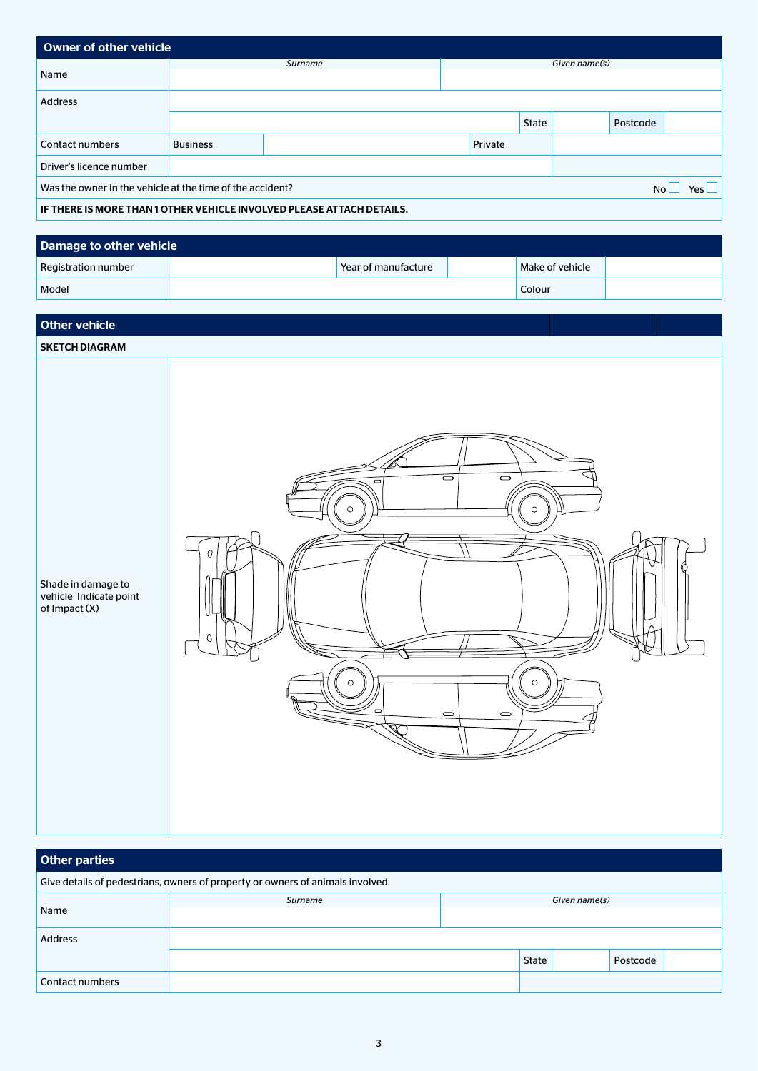## Owner of other vehicle

| | | | | |
|---|---|---|---|---|
| Name | *Surname* | | *Given name(s)* | |
| Address | | | | |
| | | State | | Postcode |
| Contact numbers | Business | | Private | |
| Driver's licence number | | | | |

Was the owner in the vehicle at the time of the accident? No ☐ Yes ☐

**IF THERE IS MORE THAN 1 OTHER VEHICLE INVOLVED PLEASE ATTACH DETAILS.**

## Damage to other vehicle

| | | | | | |
|---|---|---|---|---|---|
| Registration number | | Year of manufacture | | Make of vehicle | |
| Model | | | | Colour | |

## Other vehicle

**SKETCH DIAGRAM**

Shade in damage to vehicle Indicate point of Impact (X)

## Other parties

Give details of pedestrians, owners of property or owners of animals involved.

| | | | | |
|---|---|---|---|---|
| Name | *Surname* | | *Given name(s)* | |
| Address | | | | |
| | | State | | Postcode |
| Contact numbers | | | | |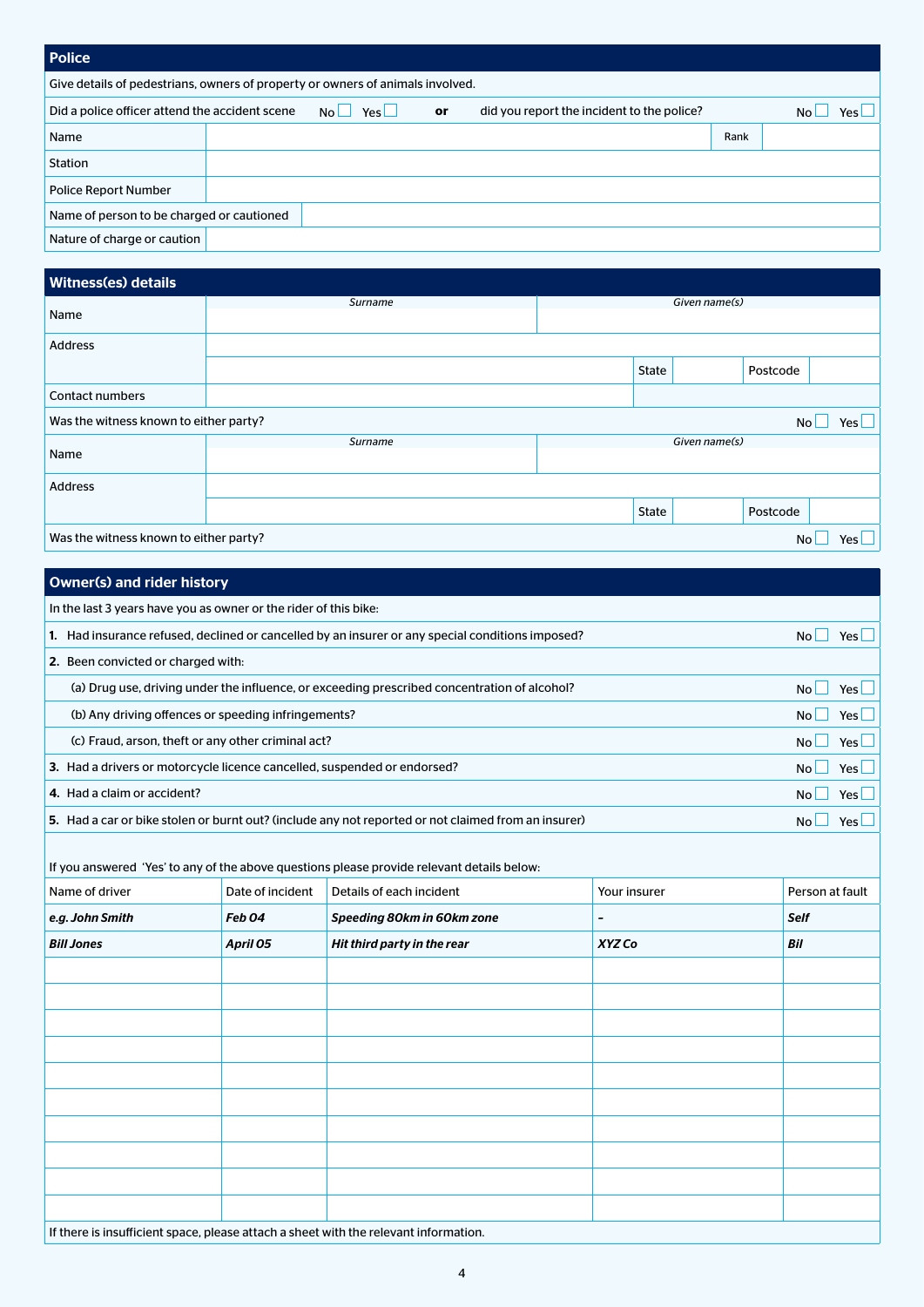## Police

Give details of pedestrians, owners of property or owners of animals involved.

| | | | |
|---|---|---|---|
| Did a police officer attend the accident scene No ☐ Yes ☐ **or** did you report the incident to the police? | | | No ☐ Yes ☐ |
| Name | | Rank | |
| Station | | | |
| Police Report Number | | | |
| Name of person to be charged or cautioned | | | |
| Nature of charge or caution | | | |

## Witness(es) details

| | | | | |
|---|---|---|---|---|
| Name | *Surname* | | *Given name(s)* | |
| Address | | | | |
| | | State | | Postcode |
| Contact numbers | | | | |
| Was the witness known to either party? | | | | No ☐ Yes ☐ |
| Name | *Surname* | | *Given name(s)* | |
| Address | | | | |
| | | State | | Postcode |
| Was the witness known to either party? | | | | No ☐ Yes ☐ |

## Owner(s) and rider history

In the last 3 years have you as owner or the rider of this bike:

| | |
|---|---|
| **1.** Had insurance refused, declined or cancelled by an insurer or any special conditions imposed? | No ☐ Yes ☐ |
| **2.** Been convicted or charged with: | |
| (a) Drug use, driving under the influence, or exceeding prescribed concentration of alcohol? | No ☐ Yes ☐ |
| (b) Any driving offences or speeding infringements? | No ☐ Yes ☐ |
| (c) Fraud, arson, theft or any other criminal act? | No ☐ Yes ☐ |
| **3.** Had a drivers or motorcycle licence cancelled, suspended or endorsed? | No ☐ Yes ☐ |
| **4.** Had a claim or accident? | No ☐ Yes ☐ |
| **5.** Had a car or bike stolen or burnt out? (include any not reported or not claimed from an insurer) | No ☐ Yes ☐ |

If you answered 'Yes' to any of the above questions please provide relevant details below:

| Name of driver | Date of incident | Details of each incident | Your insurer | Person at fault |
|---|---|---|---|---|
| ***e.g. John Smith*** | ***Feb 04*** | ***Speeding 80km in 60km zone*** | ***–*** | ***Self*** |
| ***Bill Jones*** | ***April 05*** | ***Hit third party in the rear*** | ***XYZ Co*** | ***Bil*** |
| | | | | |
| | | | | |
| | | | | |
| | | | | |
| | | | | |
| | | | | |
| | | | | |
| | | | | |
| | | | | |
| | | | | |

If there is insufficient space, please attach a sheet with the relevant information.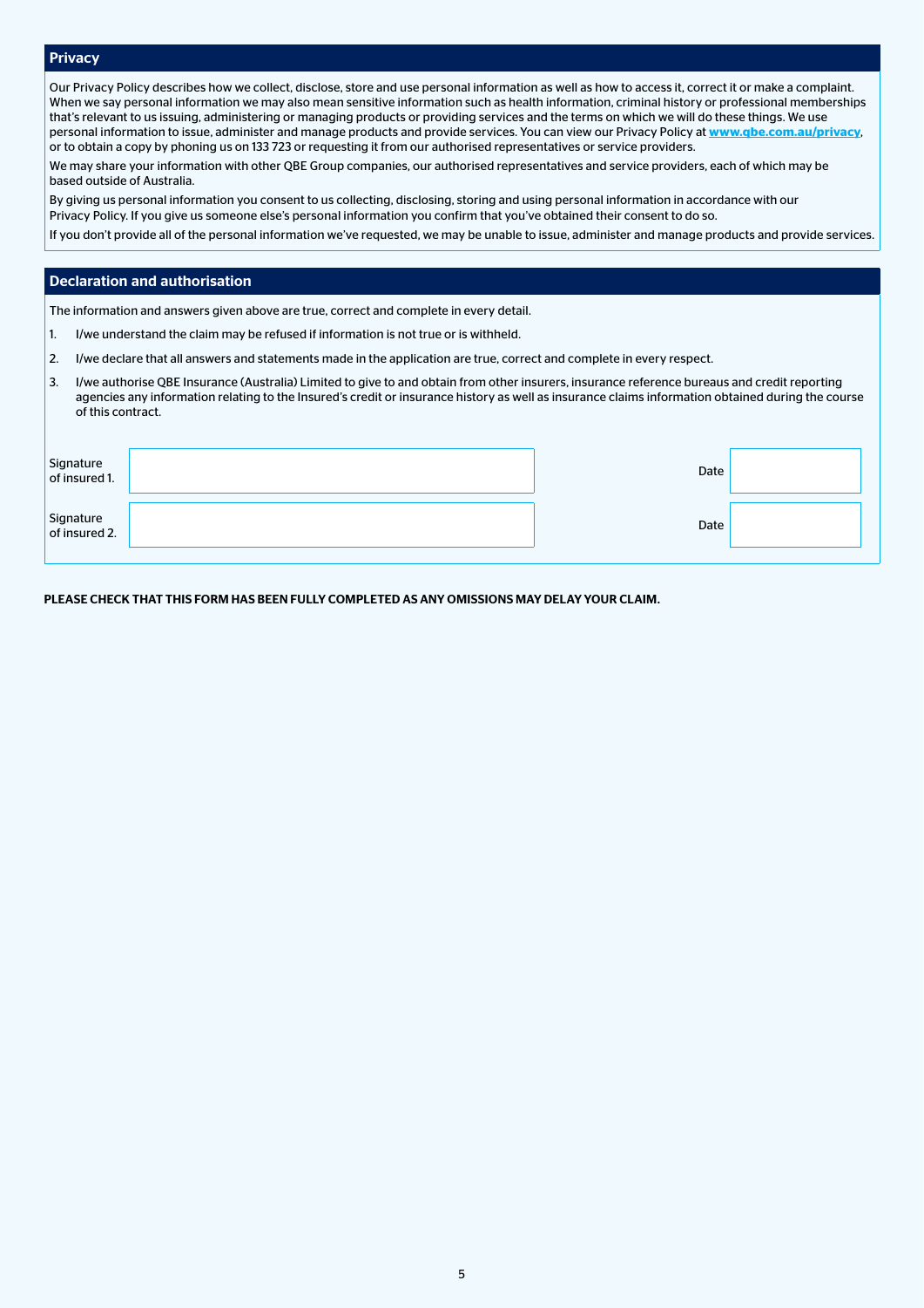## Privacy

Our Privacy Policy describes how we collect, disclose, store and use personal information as well as how to access it, correct it or make a complaint. When we say personal information we may also mean sensitive information such as health information, criminal history or professional memberships that's relevant to us issuing, administering or managing products or providing services and the terms on which we will do these things. We use personal information to issue, administer and manage products and provide services. You can view our Privacy Policy at **www.qbe.com.au/privacy**, or to obtain a copy by phoning us on 133 723 or requesting it from our authorised representatives or service providers.

We may share your information with other QBE Group companies, our authorised representatives and service providers, each of which may be based outside of Australia.

By giving us personal information you consent to us collecting, disclosing, storing and using personal information in accordance with our Privacy Policy. If you give us someone else's personal information you confirm that you've obtained their consent to do so.

If you don't provide all of the personal information we've requested, we may be unable to issue, administer and manage products and provide services.

## Declaration and authorisation

The information and answers given above are true, correct and complete in every detail.

1. I/we understand the claim may be refused if information is not true or is withheld.
2. I/we declare that all answers and statements made in the application are true, correct and complete in every respect.
3. I/we authorise QBE Insurance (Australia) Limited to give to and obtain from other insurers, insurance reference bureaus and credit reporting agencies any information relating to the Insured's credit or insurance history as well as insurance claims information obtained during the course of this contract.

| | | | |
|---|---|---|---|
| Signature of insured 1. | | Date | |
| Signature of insured 2. | | Date | |

**PLEASE CHECK THAT THIS FORM HAS BEEN FULLY COMPLETED AS ANY OMISSIONS MAY DELAY YOUR CLAIM.**